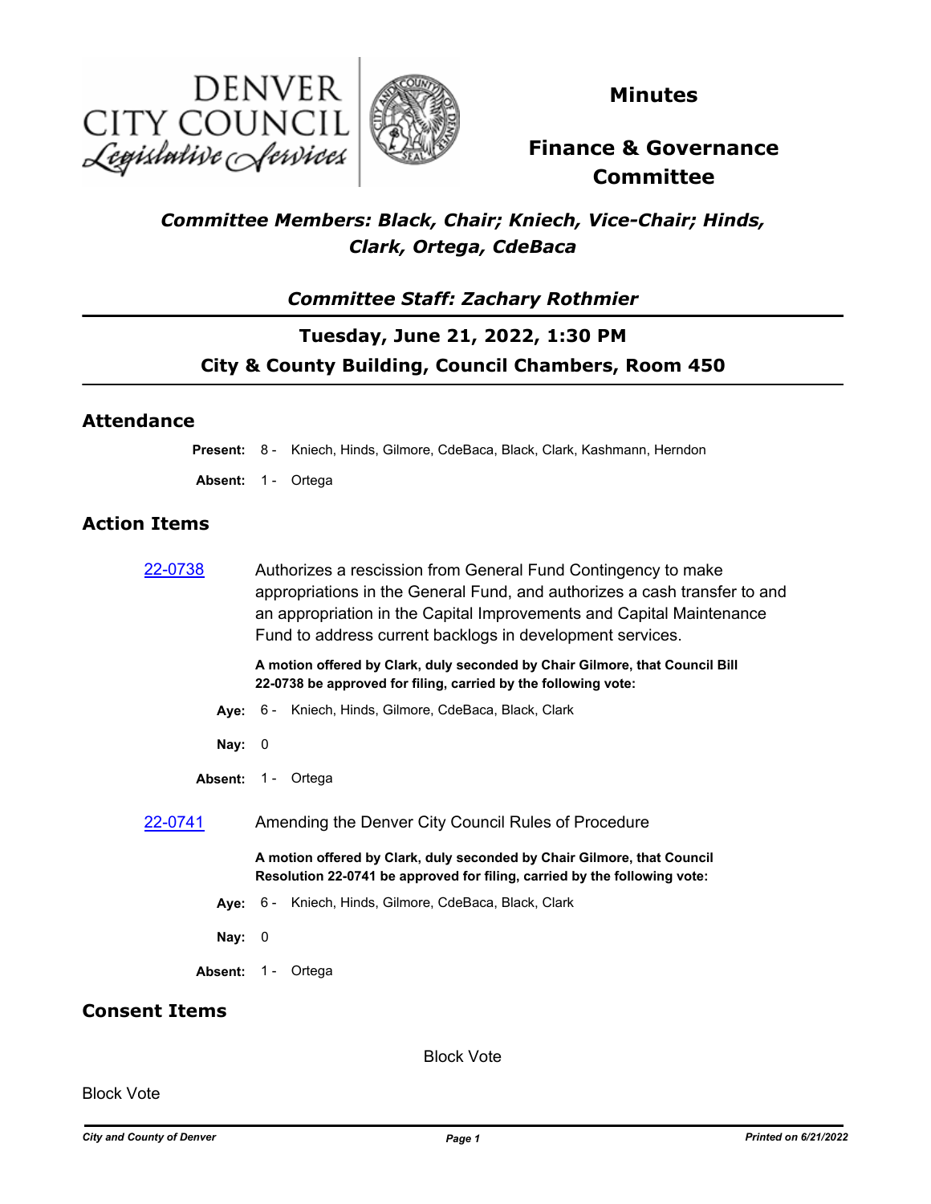# Minutes

## Finance & Governance Committee

*Committee Members: Black, Chair; Kniech, Vice-Chair; Hinds, Clark, Ortega, CdeBaca*

*Committee Staff: Zachary Rothmier*

**Tuesday, June 21, 2022, 1:30 PM**

**City & County Building, Council Chambers, Room 450**

## Attendance

**Present:** 8 - Kniech, Hinds, Gilmore, CdeBaca, Black, Clark, Kashmann, Herndon

**Absent:** 1 - Ortega

## Action Items

[22-0738] Authorizes a rescission from General Fund Contingency to make appropriations in the General Fund, and authorizes a cash transfer to and an appropriation in the Capital Improvements and Capital Maintenance Fund to address current backlogs in development services.

**A motion offered by Clark, duly seconded by Chair Gilmore, that Council Bill 22-0738 be approved for filing, carried by the following vote:**

**Aye:** 6 - Kniech, Hinds, Gilmore, CdeBaca, Black, Clark

**Nay:** 0

**Absent:** 1 - Ortega

[22-0741] Amending the Denver City Council Rules of Procedure

**A motion offered by Clark, duly seconded by Chair Gilmore, that Council Resolution 22-0741 be approved for filing, carried by the following vote:**

**Aye:** 6 - Kniech, Hinds, Gilmore, CdeBaca, Black, Clark

**Nay:** 0

**Absent:** 1 - Ortega

## Consent Items

Block Vote

Block Vote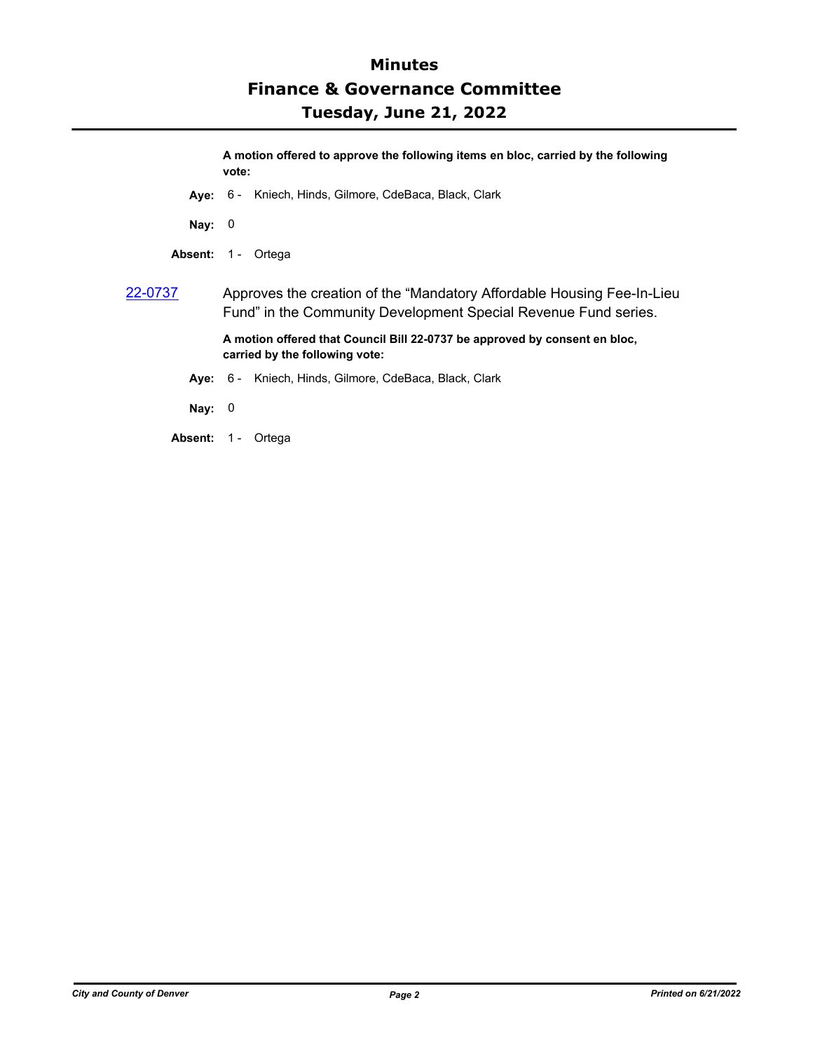**A motion offered to approve the following items en bloc, carried by the following vote:**

**Aye:** 6 - Kniech, Hinds, Gilmore, CdeBaca, Black, Clark

**Nay:** 0

**Absent:** 1 - Ortega

[22-0737](22-0737) Approves the creation of the "Mandatory Affordable Housing Fee-In-Lieu Fund" in the Community Development Special Revenue Fund series.

**A motion offered that Council Bill 22-0737 be approved by consent en bloc, carried by the following vote:**

**Aye:** 6 - Kniech, Hinds, Gilmore, CdeBaca, Black, Clark

**Nay:** 0

**Absent:** 1 - Ortega